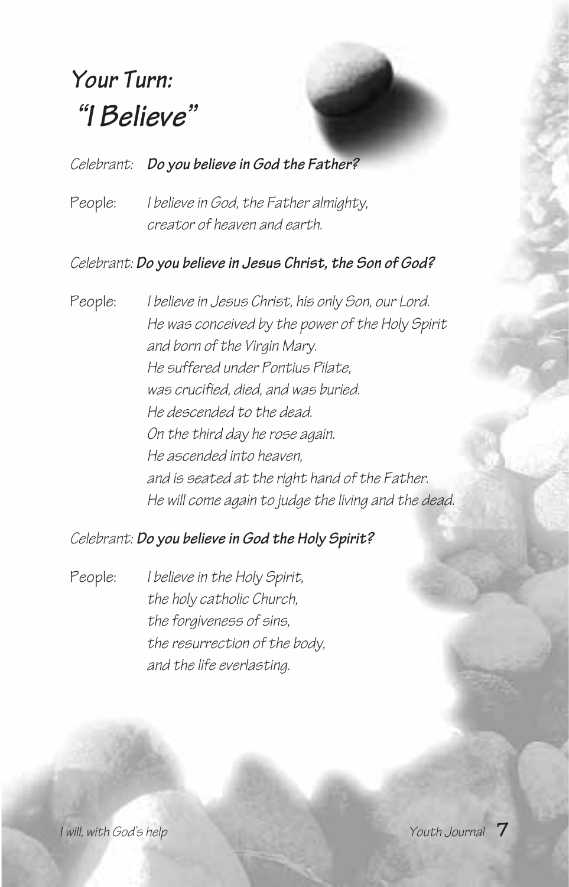# Your Turn: "I Believe"

*Celebrant:* **Do you believe in God the Father?**

People: *I believe in God, the Father almighty,*
*creator of heaven and earth.*

*Celebrant:* **Do you believe in Jesus Christ, the Son of God?**

People: *I believe in Jesus Christ, his only Son, our Lord.*
*He was conceived by the power of the Holy Spirit*
*and born of the Virgin Mary.*
*He suffered under Pontius Pilate,*
*was crucified, died, and was buried.*
*He descended to the dead.*
*On the third day he rose again.*
*He ascended into heaven,*
*and is seated at the right hand of the Father.*
*He will come again to judge the living and the dead.*

*Celebrant:* **Do you believe in God the Holy Spirit?**

People: *I believe in the Holy Spirit,*
*the holy catholic Church,*
*the forgiveness of sins,*
*the resurrection of the body,*
*and the life everlasting.*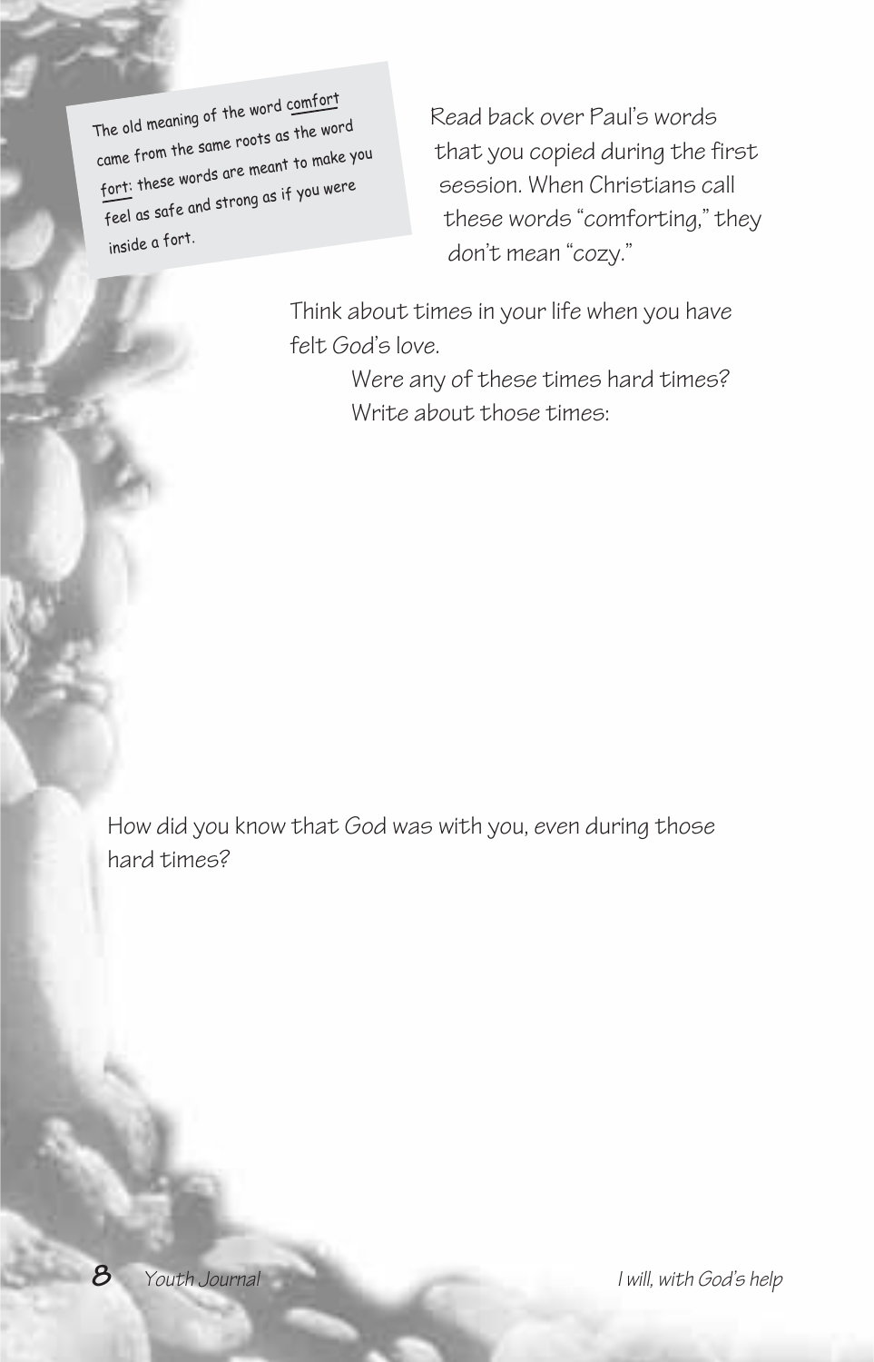The old meaning of the word <u>comfort</u> came from the same roots as the word <u>fort</u>: these words are meant to make you feel as safe and strong as if you were inside a fort.

Read back over Paul's words that you copied during the first session. When Christians call these words "comforting," they don't mean "cozy."

Think about times in your life when you have felt God's love.

Were any of these times hard times? Write about those times:

How did you know that God was with you, even during those hard times?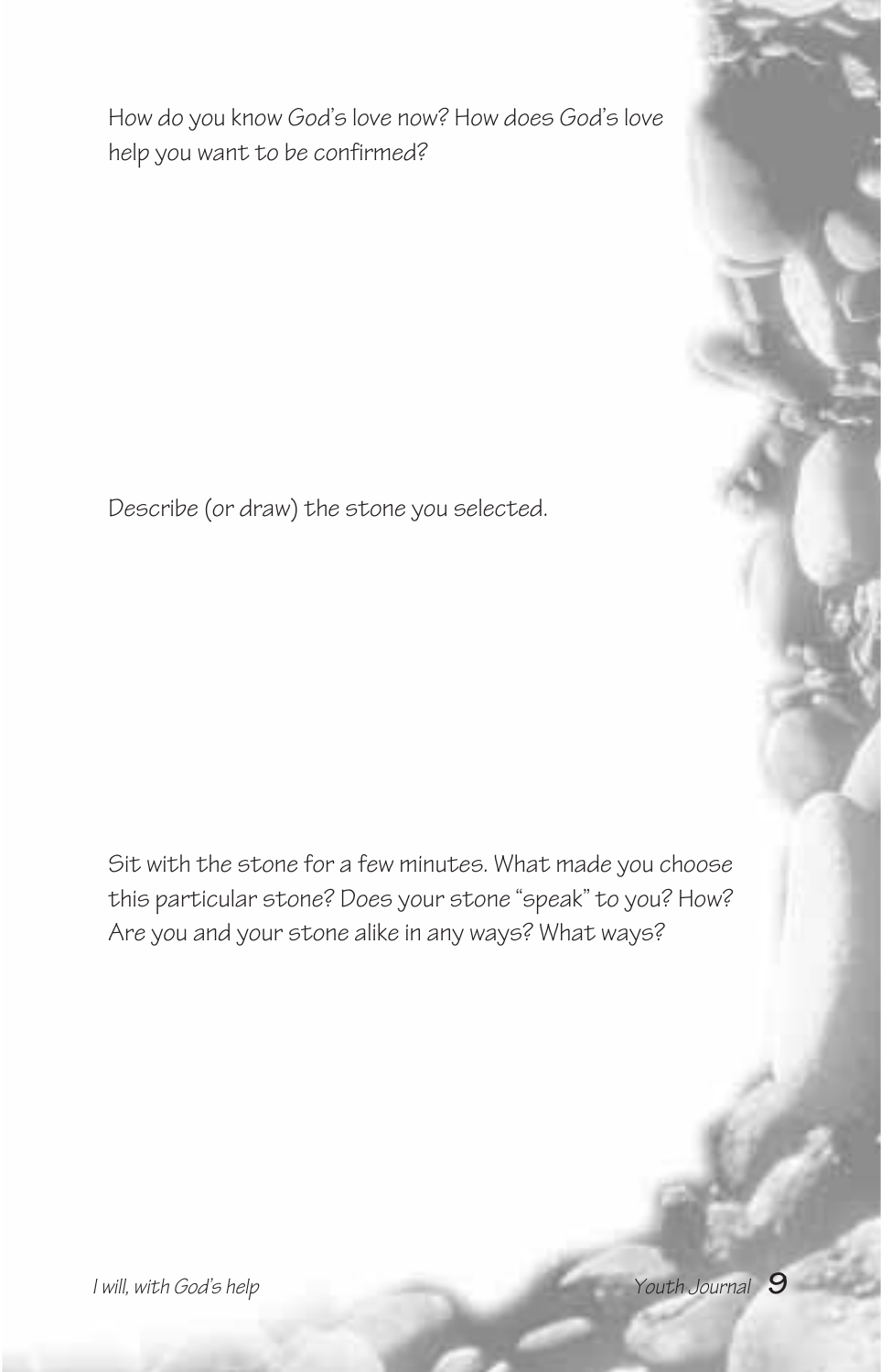How do you know God's love now? How does God's love help you want to be confirmed?

Describe (or draw) the stone you selected.

Sit with the stone for a few minutes. What made you choose this particular stone? Does your stone "speak" to you? How? Are you and your stone alike in any ways? What ways?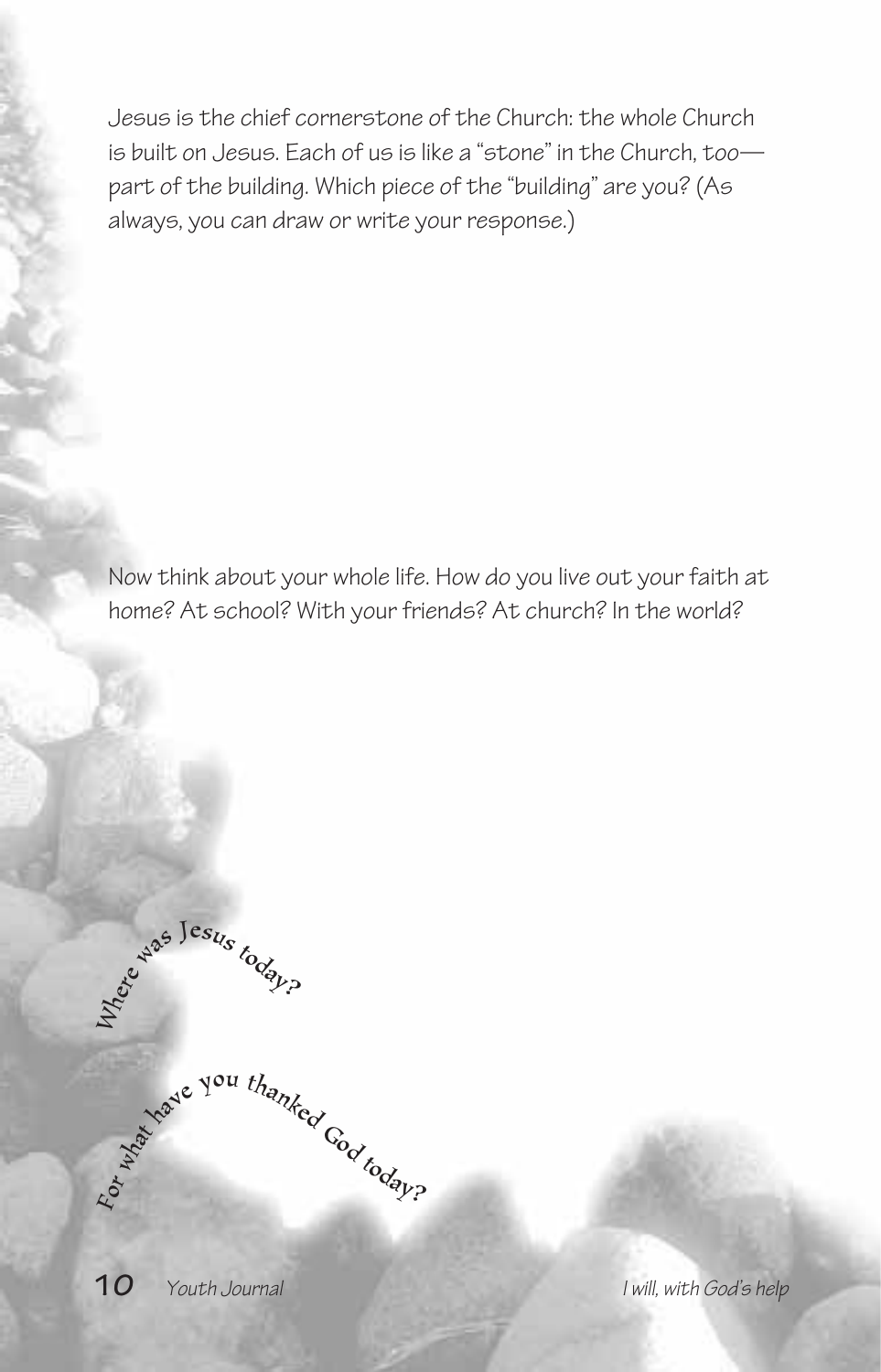Jesus is the chief cornerstone of the Church: the whole Church is built on Jesus. Each of us is like a "stone" in the Church, too—part of the building. Which piece of the "building" are you? (As always, you can draw or write your response.)

Now think about your whole life. How do you live out your faith at home? At school? With your friends? At church? In the world?

Where was Jesus today?

For what have you thanked God today?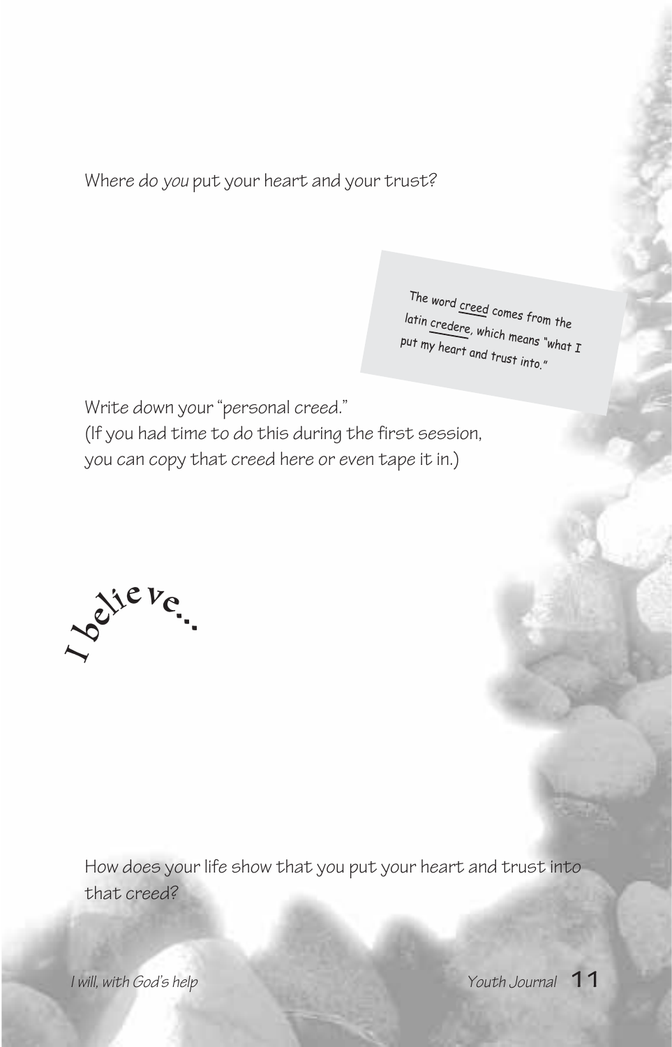Where *do you* put your heart and your trust?

> The word creed comes from the latin credere, which means "what I put my heart and trust into."

Write down your "personal creed."
(If you had time to do this during the first session, you can copy that creed here or even tape it in.)

I believe...

How does your life show that you put your heart and trust into that creed?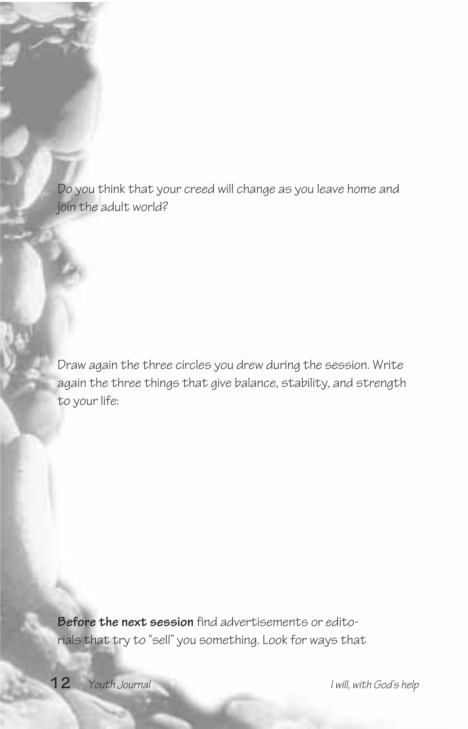Do you think that your creed will change as you leave home and join the adult world?

Draw again the three circles you drew during the session. Write again the three things that give balance, stability, and strength to your life:

**Before the next session** find advertisements or editorials that try to "sell" you something. Look for ways that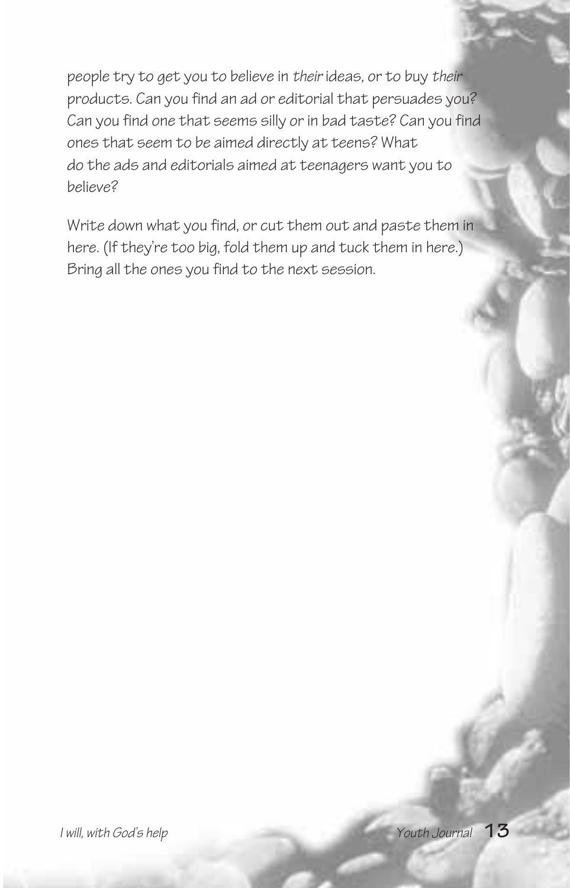people try to get you to believe in *their* ideas, or to buy *their* products. Can you find an ad or editorial that persuades you? Can you find one that seems silly or in bad taste? Can you find ones that seem to be aimed directly at teens? What do the ads and editorials aimed at teenagers want you to believe?

Write down what you find, or cut them out and paste them in here. (If they're too big, fold them up and tuck them in here.) Bring all the ones you find to the next session.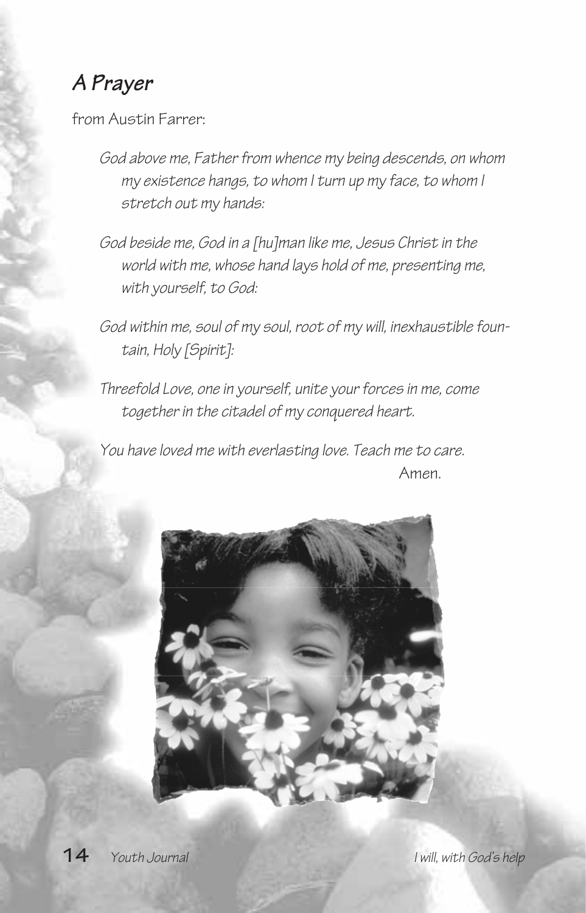## *A Prayer*

from Austin Farrer:

*God above me, Father from whence my being descends, on whom my existence hangs, to whom I turn up my face, to whom I stretch out my hands:*

*God beside me, God in a [hu]man like me, Jesus Christ in the world with me, whose hand lays hold of me, presenting me, with yourself, to God:*

*God within me, soul of my soul, root of my will, inexhaustible fountain, Holy [Spirit]:*

*Threefold Love, one in yourself, unite your forces in me, come together in the citadel of my conquered heart.*

*You have loved me with everlasting love. Teach me to care.*

Amen.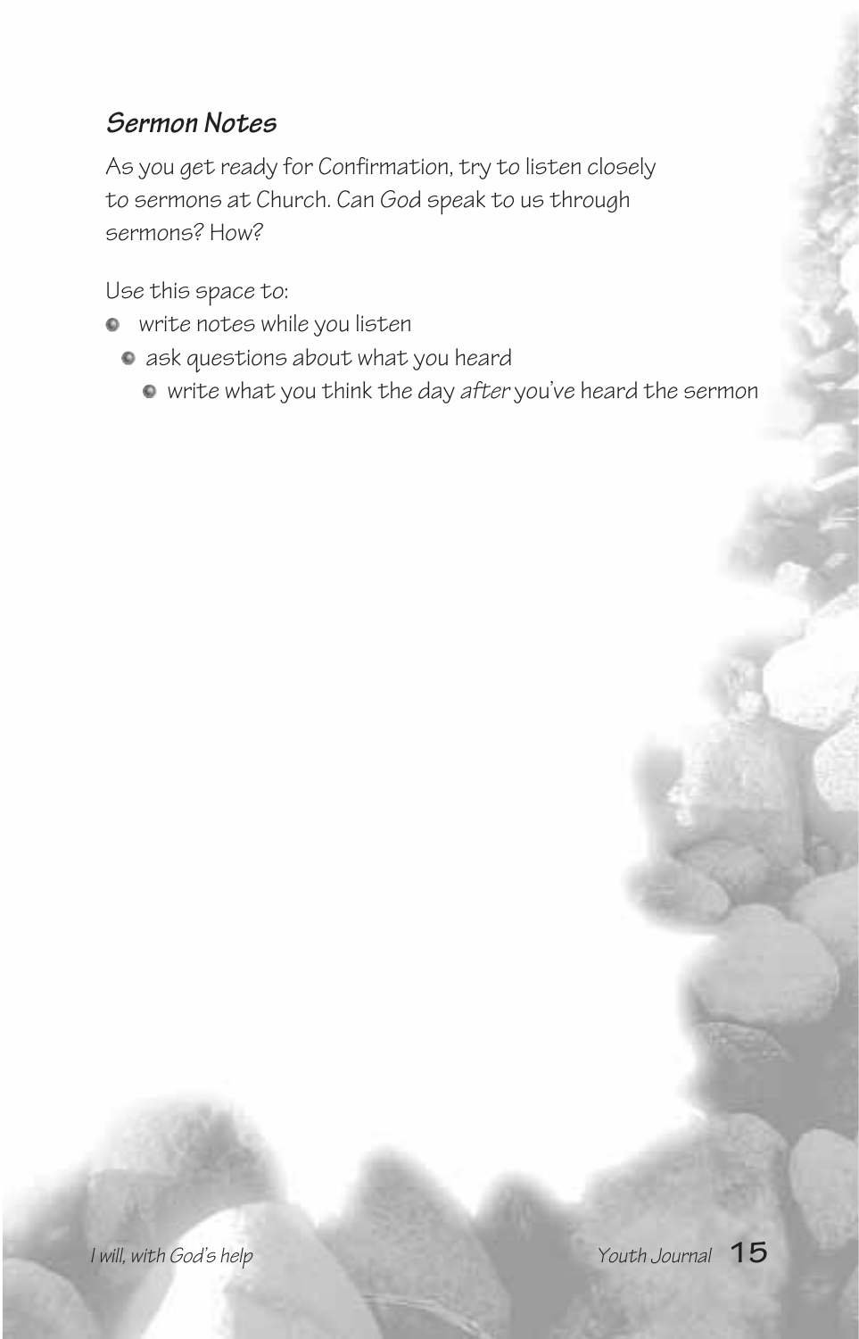## *Sermon Notes*

As you get ready for Confirmation, try to listen closely to sermons at Church. Can God speak to us through sermons? How?

Use this space to:

- write notes while you listen
- ask questions about what you heard
- write what you think the day *after* you've heard the sermon